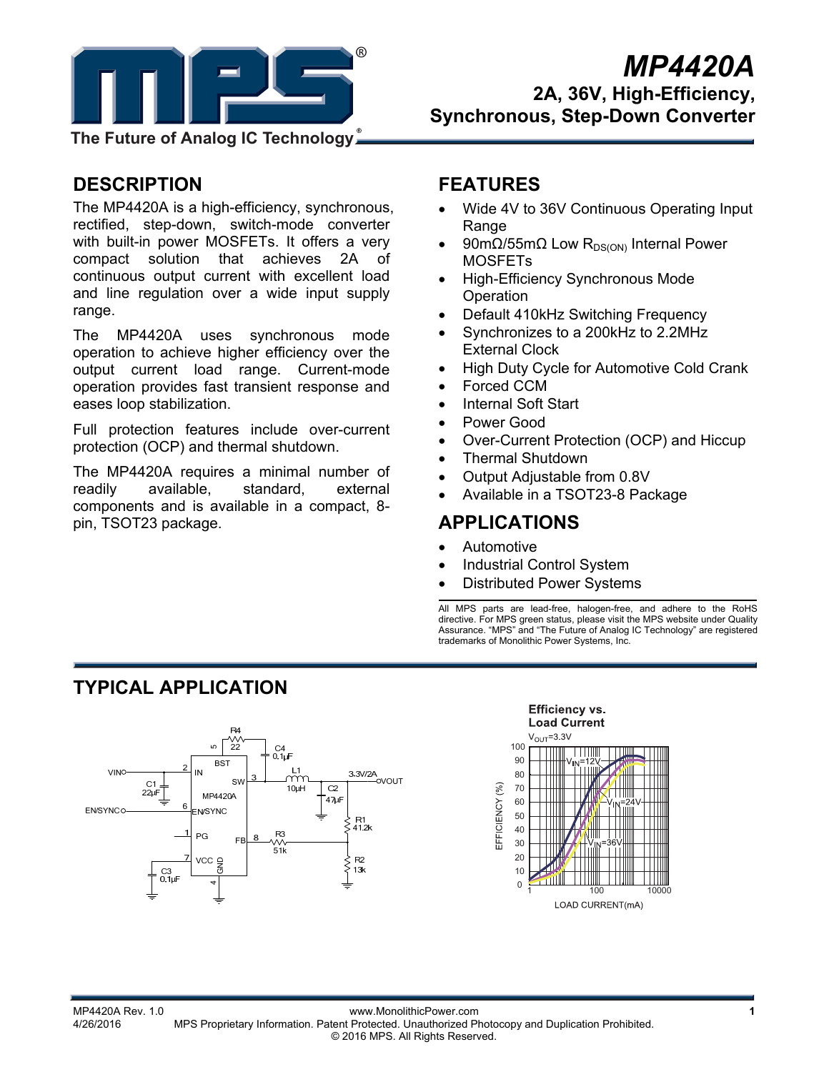# MP4420A

## 2A, 36V, High-Efficiency, Synchronous, Step-Down Converter

The Future of Analog IC Technology

## DESCRIPTION

The MP4420A is a high-efficiency, synchronous, rectified, step-down, switch-mode converter with built-in power MOSFETs. It offers a very compact solution that achieves 2A of continuous output current with excellent load and line regulation over a wide input supply range.

The MP4420A uses synchronous mode operation to achieve higher efficiency over the output current load range. Current-mode operation provides fast transient response and eases loop stabilization.

Full protection features include over-current protection (OCP) and thermal shutdown.

The MP4420A requires a minimal number of readily available, standard, external components and is available in a compact, 8-pin, TSOT23 package.

## FEATURES

- Wide 4V to 36V Continuous Operating Input Range
- 90mΩ/55mΩ Low $R_{DS(ON)}$ Internal Power MOSFETs
- High-Efficiency Synchronous Mode Operation
- Default 410kHz Switching Frequency
- Synchronizes to a 200kHz to 2.2MHz External Clock
- High Duty Cycle for Automotive Cold Crank
- Forced CCM
- Internal Soft Start
- Power Good
- Over-Current Protection (OCP) and Hiccup
- Thermal Shutdown
- Output Adjustable from 0.8V
- Available in a TSOT23-8 Package

## APPLICATIONS

- Automotive
- Industrial Control System
- Distributed Power Systems

All MPS parts are lead-free, halogen-free, and adhere to the RoHS directive. For MPS green status, please visit the MPS website under Quality Assurance. "MPS" and "The Future of Analog IC Technology" are registered trademarks of Monolithic Power Systems, Inc.

## TYPICAL APPLICATION

**Efficiency vs. Load Current**

$V_{OUT}$=3.3V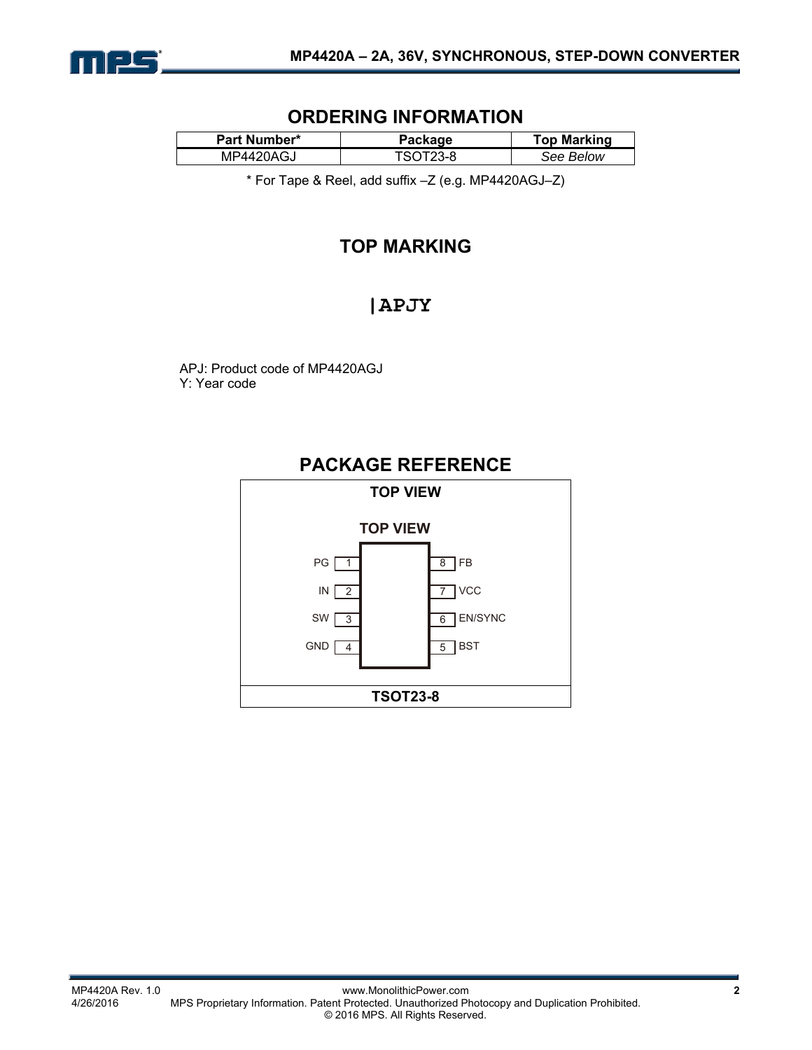## ORDERING INFORMATION

| Part Number* | Package | Top Marking |
|---|---|---|
| MP4420AGJ | TSOT23-8 | *See Below* |

\* For Tape & Reel, add suffix –Z (e.g. MP4420AGJ–Z)

## TOP MARKING

**|APJY**

APJ: Product code of MP4420AGJ
Y: Year code

## PACKAGE REFERENCE

**TOP VIEW**

**TOP VIEW**

| Pin | Name | Pin | Name |
|---|---|---|---|
| 1 | PG | 8 | FB |
| 2 | IN | 7 | VCC |
| 3 | SW | 6 | EN/SYNC |
| 4 | GND | 5 | BST |

**TSOT23-8**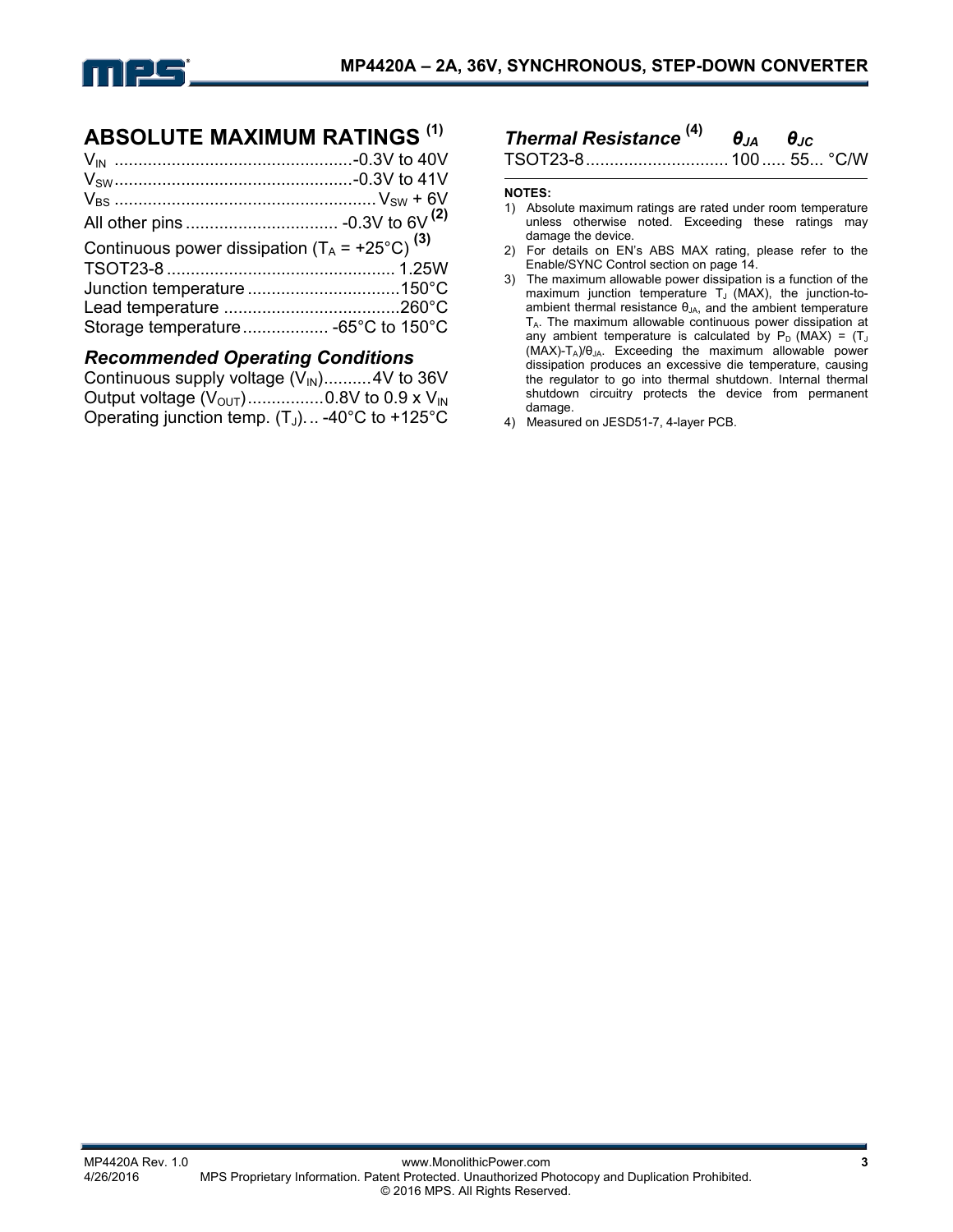## ABSOLUTE MAXIMUM RATINGS [1]

$V_{IN}$ .................................................-0.3V to 40V
$V_{SW}$ .................................................-0.3V to 41V
$V_{BS}$ ...................................................... $V_{SW}$ + 6V
All other pins ................................ -0.3V to 6V [2]
Continuous power dissipation ($T_A$ = +25°C) [3]
TSOT23-8 ................................................ 1.25W
Junction temperature ................................150°C
Lead temperature .....................................260°C
Storage temperature .................. -65°C to 150°C

### *Recommended Operating Conditions*

Continuous supply voltage ($V_{IN}$)..........4V to 36V
Output voltage ($V_{OUT}$)................0.8V to 0.9 x $V_{IN}$
Operating junction temp. ($T_J$)... -40°C to +125°C

### *Thermal Resistance* [4]

| | $\theta_{JA}$ | $\theta_{JC}$ | |
|---|---|---|---|
| TSOT23-8 | 100 | 55 | °C/W |

**NOTES:**

1) Absolute maximum ratings are rated under room temperature unless otherwise noted. Exceeding these ratings may damage the device.
2) For details on EN's ABS MAX rating, please refer to the Enable/SYNC Control section on page 14.
3) The maximum allowable power dissipation is a function of the maximum junction temperature $T_J$ (MAX), the junction-to-ambient thermal resistance $\theta_{JA}$, and the ambient temperature $T_A$. The maximum allowable continuous power dissipation at any ambient temperature is calculated by $P_D$ (MAX) = ($T_J$ (MAX)-$T_A$)/$\theta_{JA}$. Exceeding the maximum allowable power dissipation produces an excessive die temperature, causing the regulator to go into thermal shutdown. Internal thermal shutdown circuitry protects the device from permanent damage.
4) Measured on JESD51-7, 4-layer PCB.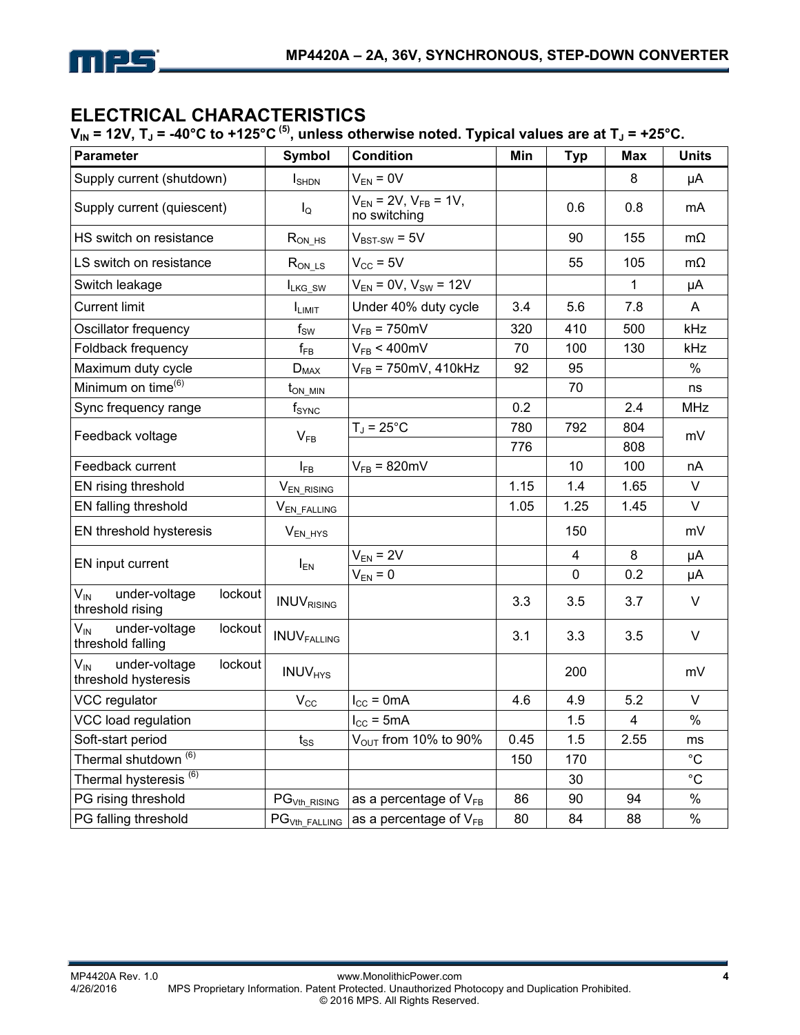## ELECTRICAL CHARACTERISTICS

**$V_{IN}$ = 12V, $T_J$ = -40°C to +125°C [(5)], unless otherwise noted. Typical values are at $T_J$ = +25°C.**

| Parameter | Symbol | Condition | Min | Typ | Max | Units |
|---|---|---|---|---|---|---|
| Supply current (shutdown) | $I_{SHDN}$ | $V_{EN}$ = 0V | | | 8 | μA |
| Supply current (quiescent) | $I_Q$ | $V_{EN}$ = 2V, $V_{FB}$ = 1V, no switching | | 0.6 | 0.8 | mA |
| HS switch on resistance | $R_{ON\_HS}$ | $V_{BST-SW}$ = 5V | | 90 | 155 | mΩ |
| LS switch on resistance | $R_{ON\_LS}$ | $V_{CC}$ = 5V | | 55 | 105 | mΩ |
| Switch leakage | $I_{LKG\_SW}$ | $V_{EN}$ = 0V, $V_{SW}$ = 12V | | | 1 | μA |
| Current limit | $I_{LIMIT}$ | Under 40% duty cycle | 3.4 | 5.6 | 7.8 | A |
| Oscillator frequency | $f_{SW}$ | $V_{FB}$ = 750mV | 320 | 410 | 500 | kHz |
| Foldback frequency | $f_{FB}$ | $V_{FB}$ < 400mV | 70 | 100 | 130 | kHz |
| Maximum duty cycle | $D_{MAX}$ | $V_{FB}$ = 750mV, 410kHz | 92 | 95 | | % |
| Minimum on time[(6)] | $t_{ON\_MIN}$ | | | 70 | | ns |
| Sync frequency range | $f_{SYNC}$ | | 0.2 | | 2.4 | MHz |
| Feedback voltage | $V_{FB}$ | $T_J$ = 25°C | 780 | 792 | 804 | mV |
| | | | 776 | | 808 | mV |
| Feedback current | $I_{FB}$ | $V_{FB}$ = 820mV | | 10 | 100 | nA |
| EN rising threshold | $V_{EN\_RISING}$ | | 1.15 | 1.4 | 1.65 | V |
| EN falling threshold | $V_{EN\_FALLING}$ | | 1.05 | 1.25 | 1.45 | V |
| EN threshold hysteresis | $V_{EN\_HYS}$ | | | 150 | | mV |
| EN input current | $I_{EN}$ | $V_{EN}$ = 2V | | 4 | 8 | μA |
| | | $V_{EN}$ = 0 | | 0 | 0.2 | μA |
| $V_{IN}$ under-voltage lockout threshold rising | $INUV_{RISING}$ | | 3.3 | 3.5 | 3.7 | V |
| $V_{IN}$ under-voltage lockout threshold falling | $INUV_{FALLING}$ | | 3.1 | 3.3 | 3.5 | V |
| $V_{IN}$ under-voltage lockout threshold hysteresis | $INUV_{HYS}$ | | | 200 | | mV |
| VCC regulator | $V_{CC}$ | $I_{CC}$ = 0mA | 4.6 | 4.9 | 5.2 | V |
| VCC load regulation | | $I_{CC}$ = 5mA | | 1.5 | 4 | % |
| Soft-start period | $t_{SS}$ | $V_{OUT}$ from 10% to 90% | 0.45 | 1.5 | 2.55 | ms |
| Thermal shutdown [(6)] | | | 150 | 170 | | °C |
| Thermal hysteresis [(6)] | | | | 30 | | °C |
| PG rising threshold | $PG_{Vth\_RISING}$ | as a percentage of $V_{FB}$ | 86 | 90 | 94 | % |
| PG falling threshold | $PG_{Vth\_FALLING}$ | as a percentage of $V_{FB}$ | 80 | 84 | 88 | % |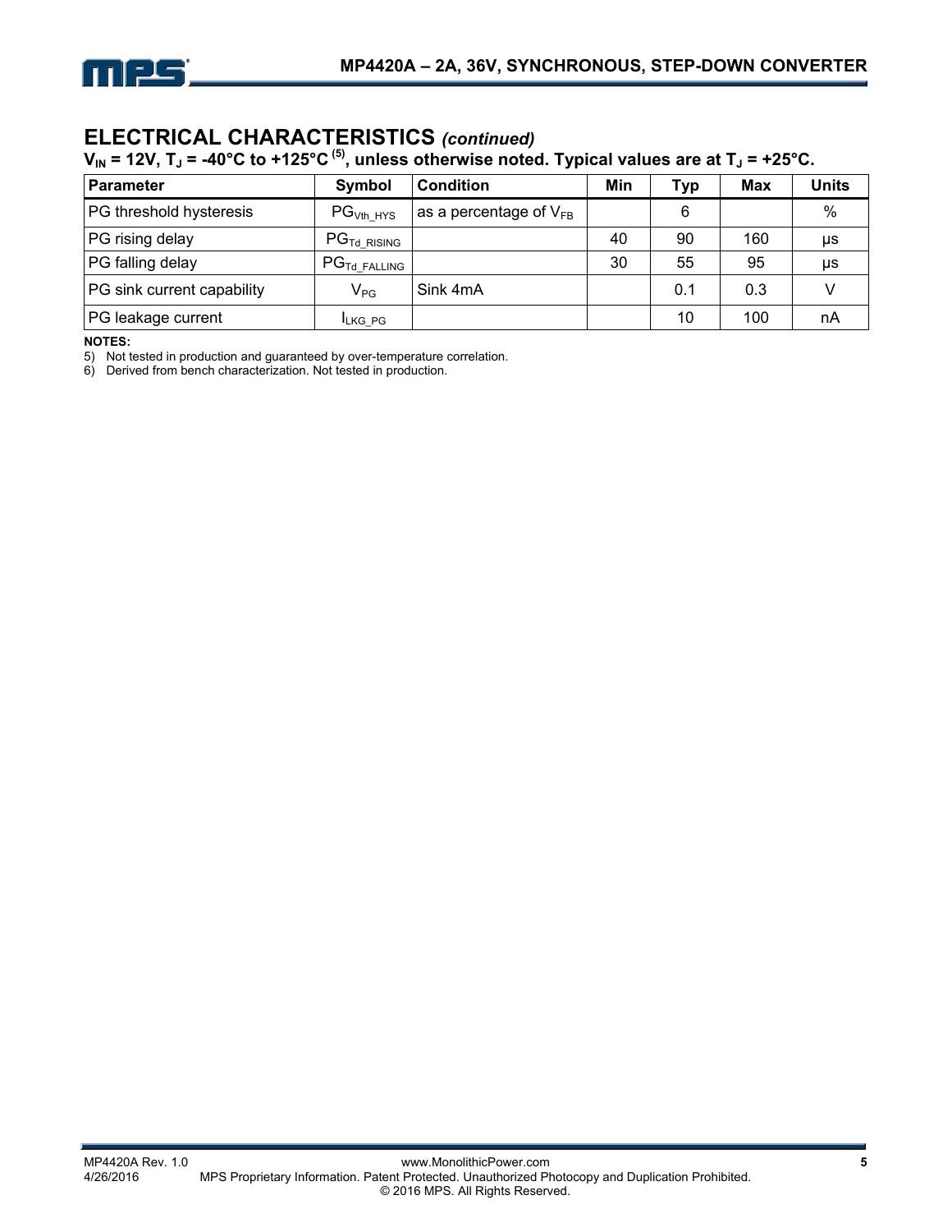## ELECTRICAL CHARACTERISTICS *(continued)*

**$V_{IN}$ = 12V, $T_J$ = -40°C to +125°C [(5)], unless otherwise noted. Typical values are at $T_J$ = +25°C.**

| Parameter | Symbol | Condition | Min | Typ | Max | Units |
|---|---|---|---|---|---|---|
| PG threshold hysteresis | $PG_{Vth\_HYS}$ | as a percentage of $V_{FB}$ | | 6 | | % |
| PG rising delay | $PG_{Td\_RISING}$ | | 40 | 90 | 160 | μs |
| PG falling delay | $PG_{Td\_FALLING}$ | | 30 | 55 | 95 | μs |
| PG sink current capability | $V_{PG}$ | Sink 4mA | | 0.1 | 0.3 | V |
| PG leakage current | $I_{LKG\_PG}$ | | | 10 | 100 | nA |

**NOTES:**

5) Not tested in production and guaranteed by over-temperature correlation.

6) Derived from bench characterization. Not tested in production.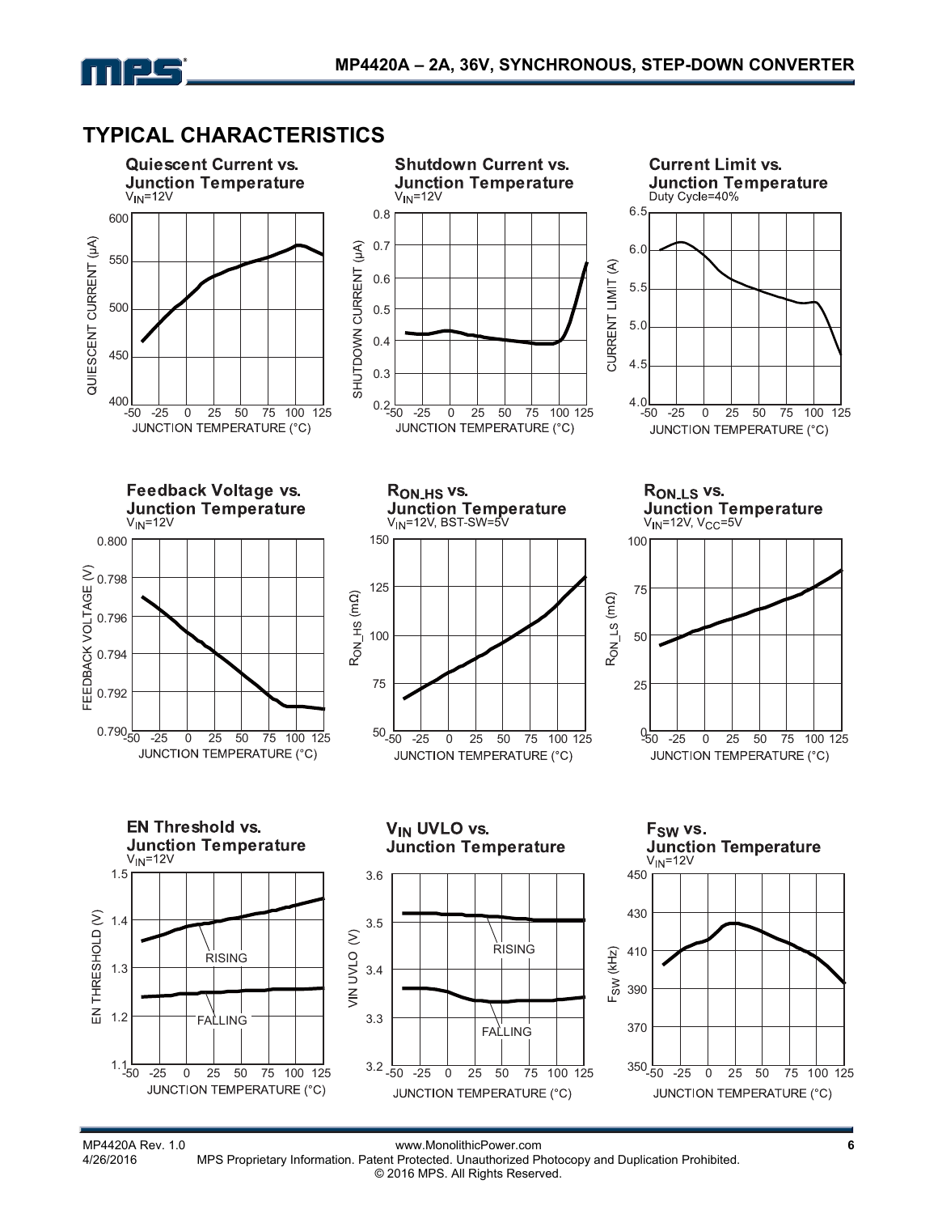## TYPICAL CHARACTERISTICS

**Quiescent Current vs. Junction Temperature**
$V_{IN}$=12V

**Shutdown Current vs. Junction Temperature**
$V_{IN}$=12V

**Current Limit vs. Junction Temperature**
Duty Cycle=40%

**Feedback Voltage vs. Junction Temperature**
$V_{IN}$=12V

**$R_{ON\_HS}$ vs. Junction Temperature**
$V_{IN}$=12V, BST-SW=5V

**$R_{ON\_LS}$ vs. Junction Temperature**
$V_{IN}$=12V, $V_{CC}$=5V

**EN Threshold vs. Junction Temperature**
$V_{IN}$=12V

**$V_{IN}$ UVLO vs. Junction Temperature**

**$F_{SW}$ vs. Junction Temperature**
$V_{IN}$=12V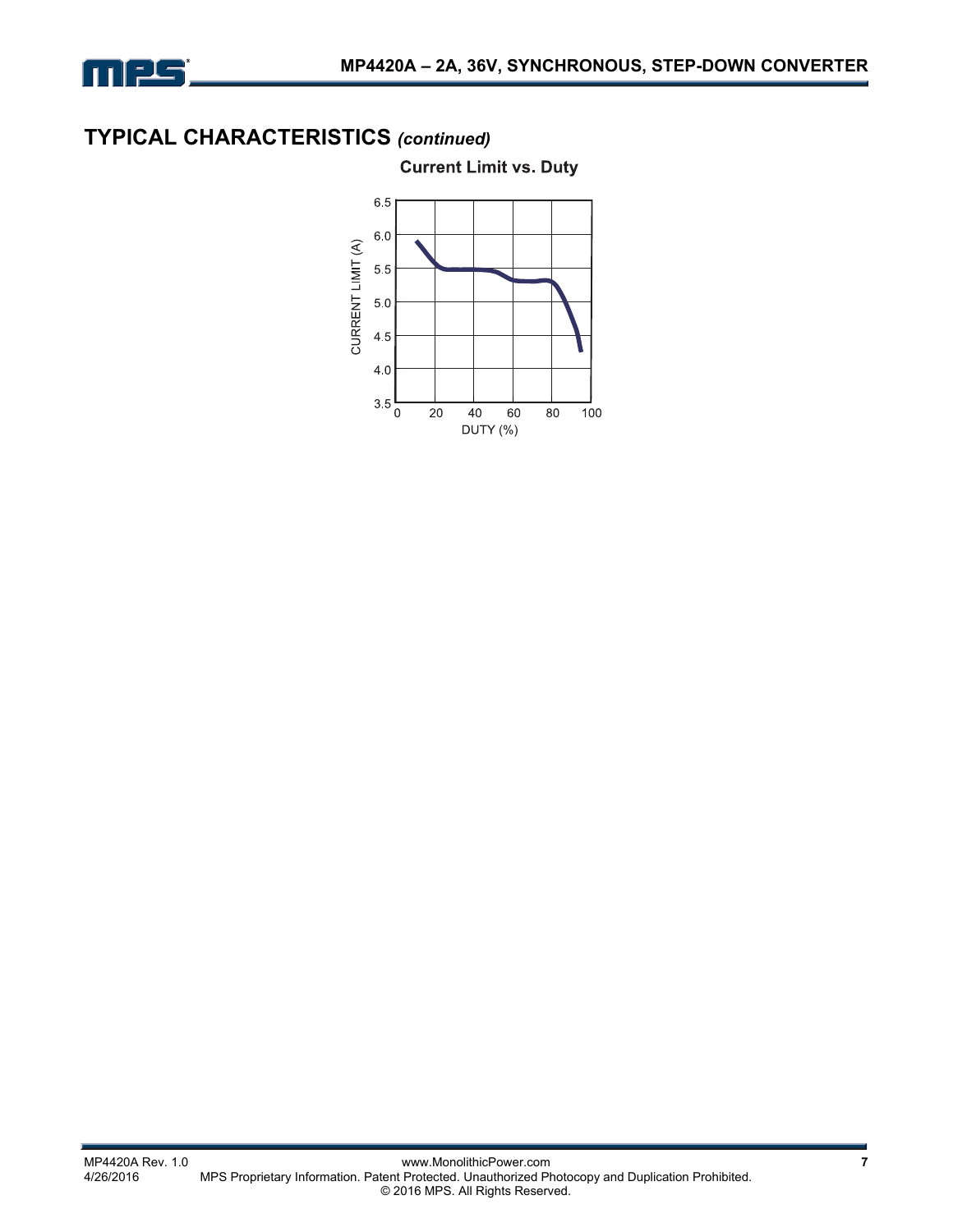## TYPICAL CHARACTERISTICS *(continued)*

**Current Limit vs. Duty**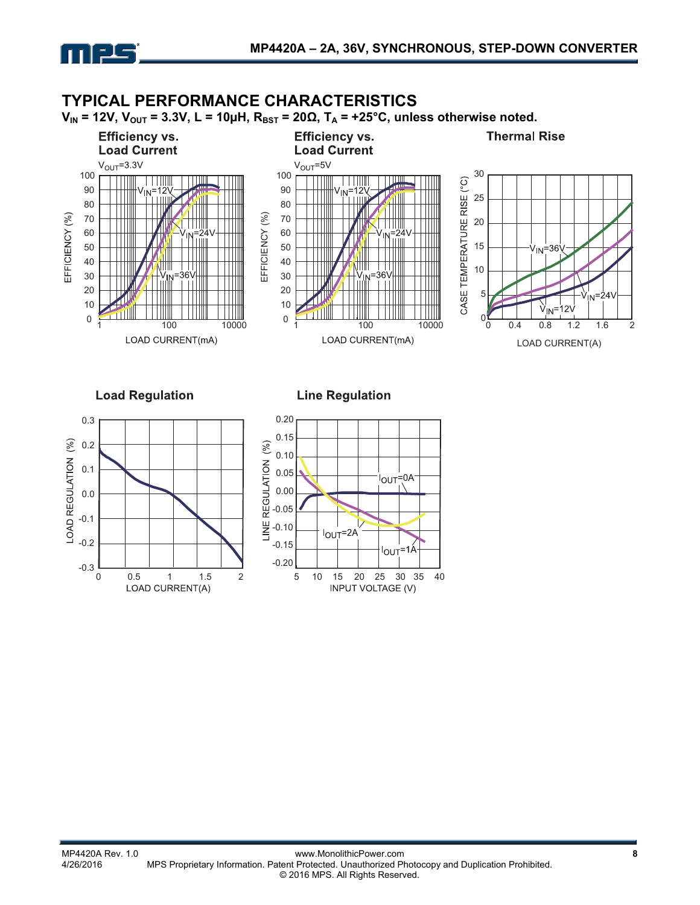## TYPICAL PERFORMANCE CHARACTERISTICS

**$V_{IN}$ = 12V, $V_{OUT}$ = 3.3V, L = 10µH, $R_{BST}$ = 20Ω, $T_A$ = +25°C, unless otherwise noted.**

**Efficiency vs. Load Current**

$V_{OUT}$=3.3V

EFFICIENCY (%) vs. LOAD CURRENT(mA); curves: $V_{IN}$=12V, $V_{IN}$=24V, $V_{IN}$=36V

**Efficiency vs. Load Current**

$V_{OUT}$=5V

EFFICIENCY (%) vs. LOAD CURRENT(mA); curves: $V_{IN}$=12V, $V_{IN}$=24V, $V_{IN}$=36V

**Thermal Rise**

CASE TEMPERATURE RISE (°C) vs. LOAD CURRENT(A); curves: $V_{IN}$=36V, $V_{IN}$=24V, $V_{IN}$=12V

**Load Regulation**

LOAD REGULATION (%) vs. LOAD CURRENT(A)

**Line Regulation**

LINE REGULATION (%) vs. INPUT VOLTAGE (V); curves: $I_{OUT}$=0A, $I_{OUT}$=2A, $I_{OUT}$=1A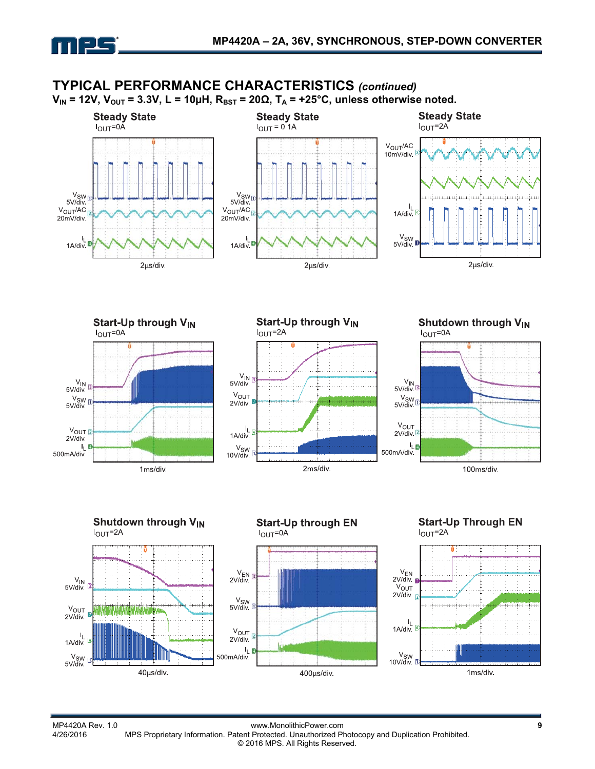## TYPICAL PERFORMANCE CHARACTERISTICS *(continued)*

**$V_{IN}$ = 12V, $V_{OUT}$ = 3.3V, L = 10µH, $R_{BST}$ = 20Ω, $T_A$ = +25°C, unless otherwise noted.**

**Steady State**
$I_{OUT}$=0A

$V_{SW}$ 5V/div.
$V_{OUT}$/AC 20mV/div.
$I_L$ 1A/div.
2µs/div.

**Steady State**
$I_{OUT}$ = 0.1A

$V_{SW}$ 5V/div.
$V_{OUT}$/AC 20mV/div.
$I_L$ 1A/div.
2µs/div.

**Steady State**
$I_{OUT}$=2A

$V_{OUT}$/AC 10mV/div.
$I_L$ 1A/div.
$V_{SW}$ 5V/div.
2µs/div.

**Start-Up through $V_{IN}$**
$I_{OUT}$=0A

$V_{IN}$ 5V/div.
$V_{SW}$ 5V/div.
$V_{OUT}$ 2V/div.
$I_L$ 500mA/div.
1ms/div.

**Start-Up through $V_{IN}$**
$I_{OUT}$=2A

$V_{IN}$ 5V/div.
$V_{OUT}$ 2V/div.
$I_L$ 1A/div.
$V_{SW}$ 10V/div.
2ms/div.

**Shutdown through $V_{IN}$**
$I_{OUT}$=0A

$V_{IN}$ 5V/div.
$V_{SW}$ 5V/div.
$V_{OUT}$ 2V/div.
$I_L$ 500mA/div.
100ms/div.

**Shutdown through $V_{IN}$**
$I_{OUT}$=2A

$V_{IN}$ 5V/div.
$V_{OUT}$ 2V/div.
$I_L$ 1A/div.
$V_{SW}$ 5V/div.
40µs/div.

**Start-Up through EN**
$I_{OUT}$=0A

$V_{EN}$ 2V/div.
$V_{SW}$ 5V/div.
$V_{OUT}$ 2V/div.
$I_L$ 500mA/div.
400µs/div.

**Start-Up Through EN**
$I_{OUT}$=2A

$V_{EN}$ 2V/div.
$V_{OUT}$ 2V/div.
$I_L$ 1A/div.
$V_{SW}$ 10V/div.
1ms/div.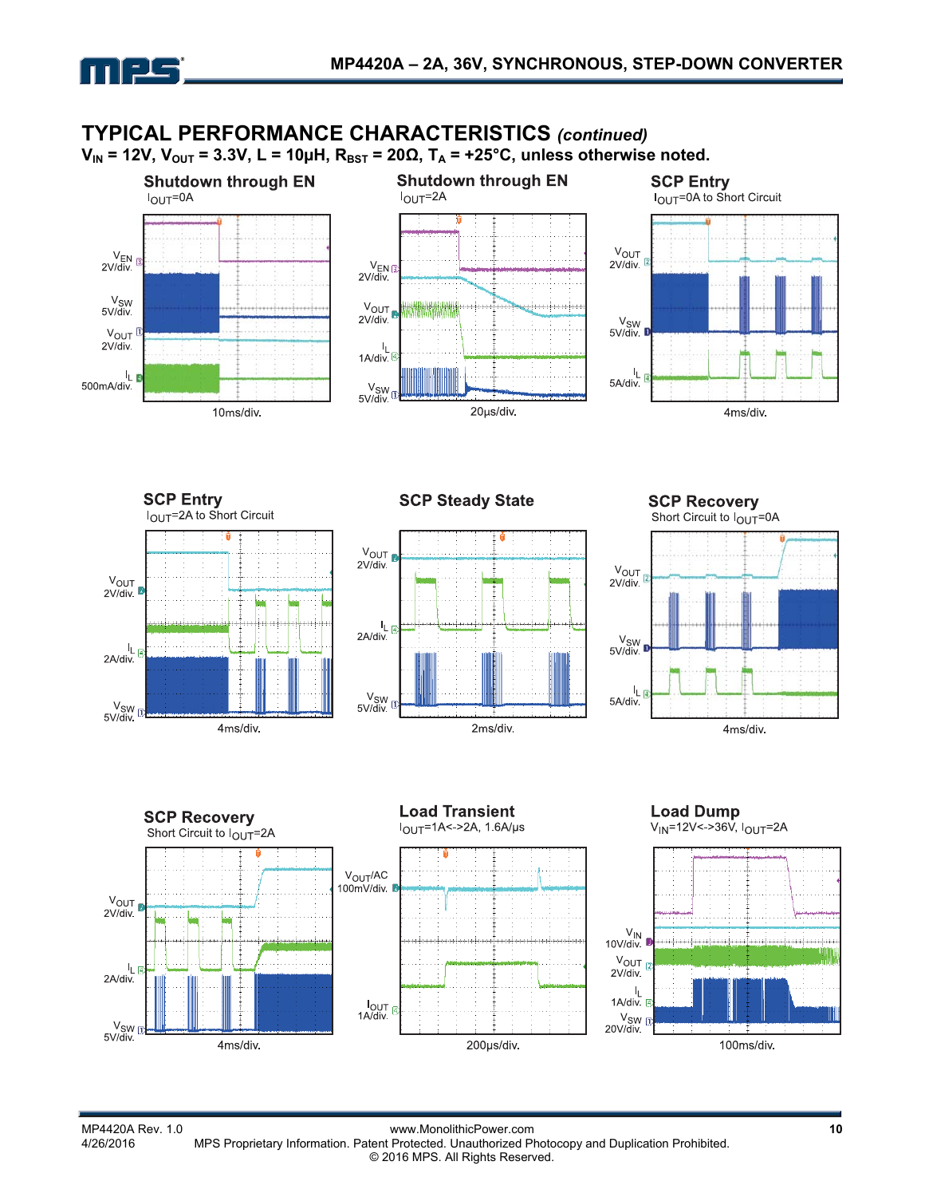## TYPICAL PERFORMANCE CHARACTERISTICS *(continued)*

**$V_{IN}$ = 12V, $V_{OUT}$ = 3.3V, L = 10µH, $R_{BST}$ = 20Ω, $T_A$ = +25°C, unless otherwise noted.**

**Shutdown through EN**
$I_{OUT}$=0A

$V_{EN}$ 2V/div.
$V_{SW}$ 5V/div.
$V_{OUT}$ 2V/div.
$I_L$ 500mA/div.
10ms/div.

**Shutdown through EN**
$I_{OUT}$=2A

$V_{EN}$ 2V/div.
$V_{OUT}$ 2V/div.
$I_L$ 1A/div.
$V_{SW}$ 5V/div.
20µs/div.

**SCP Entry**
$I_{OUT}$=0A to Short Circuit

$V_{OUT}$ 2V/div.
$V_{SW}$ 5V/div.
$I_L$ 5A/div.
4ms/div.

**SCP Entry**
$I_{OUT}$=2A to Short Circuit

$V_{OUT}$ 2V/div.
$I_L$ 2A/div.
$V_{SW}$ 5V/div.
4ms/div.

**SCP Steady State**

$V_{OUT}$ 2V/div.
$I_L$ 2A/div.
$V_{SW}$ 5V/div.
2ms/div.

**SCP Recovery**
Short Circuit to $I_{OUT}$=0A

$V_{OUT}$ 2V/div.
$V_{SW}$ 5V/div.
$I_L$ 5A/div.
4ms/div.

**SCP Recovery**
Short Circuit to $I_{OUT}$=2A

$V_{OUT}$ 2V/div.
$I_L$ 2A/div.
$V_{SW}$ 5V/div.
4ms/div.

**Load Transient**
$I_{OUT}$=1A<->2A, 1.6A/µs

$V_{OUT}$/AC 100mV/div.
$I_{OUT}$ 1A/div.
200µs/div.

**Load Dump**
$V_{IN}$=12V<->36V, $I_{OUT}$=2A

$V_{IN}$ 10V/div.
$V_{OUT}$ 2V/div.
$I_L$ 1A/div.
$V_{SW}$ 20V/div.
100ms/div.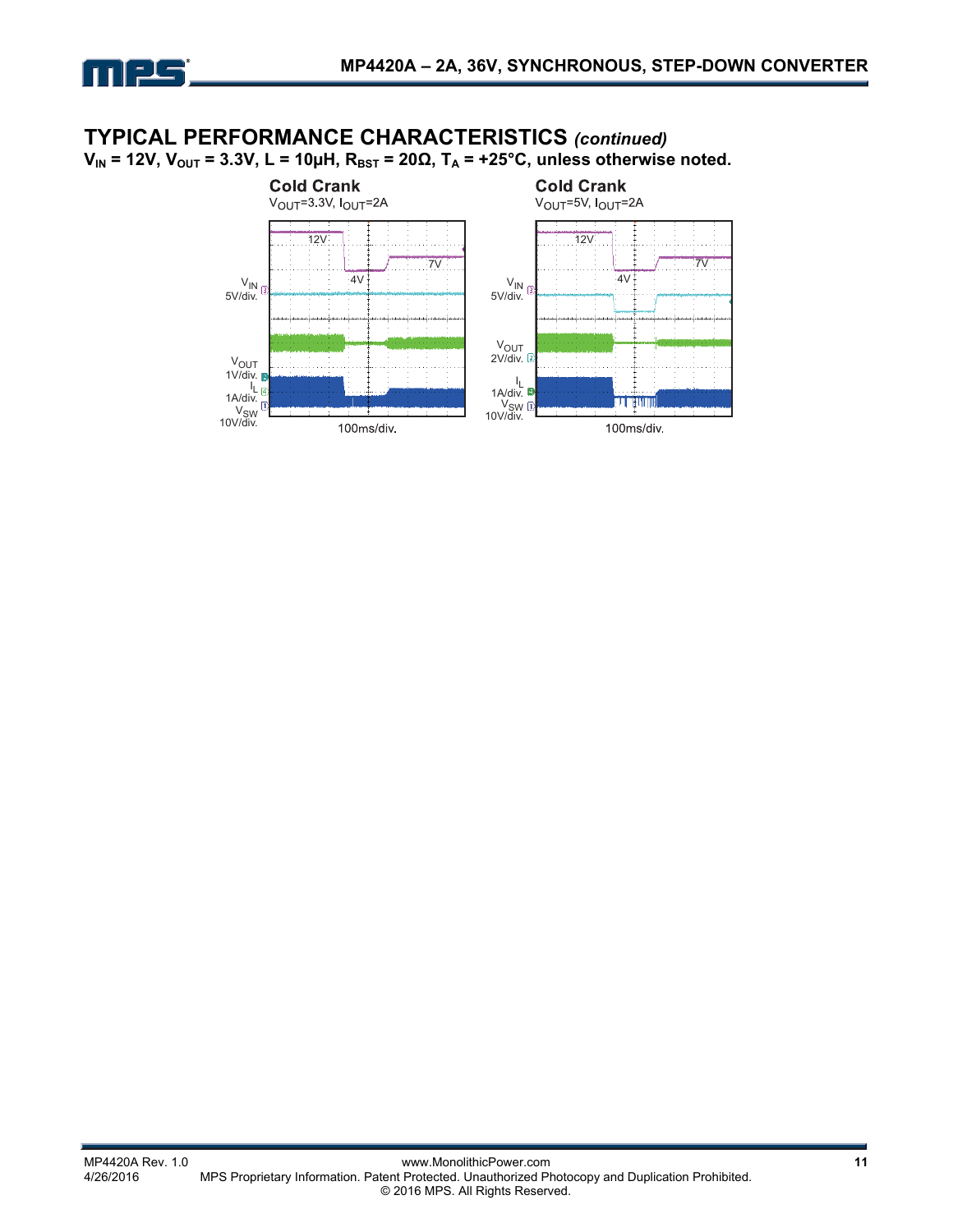## TYPICAL PERFORMANCE CHARACTERISTICS *(continued)*

**$V_{IN}$ = 12V, $V_{OUT}$ = 3.3V, L = 10µH, $R_{BST}$ = 20Ω, $T_A$ = +25°C, unless otherwise noted.**

**Cold Crank**

$V_{OUT}$=3.3V, $I_{OUT}$=2A

$V_{IN}$ 5V/div.

$V_{OUT}$ 1V/div.

$I_L$ 1A/div.

$V_{SW}$ 10V/div.

12V, 4V, 7V

100ms/div.

**Cold Crank**

$V_{OUT}$=5V, $I_{OUT}$=2A

$V_{IN}$ 5V/div.

$V_{OUT}$ 2V/div.

$I_L$ 1A/div.

$V_{SW}$ 10V/div.

12V, 4V, 7V

100ms/div.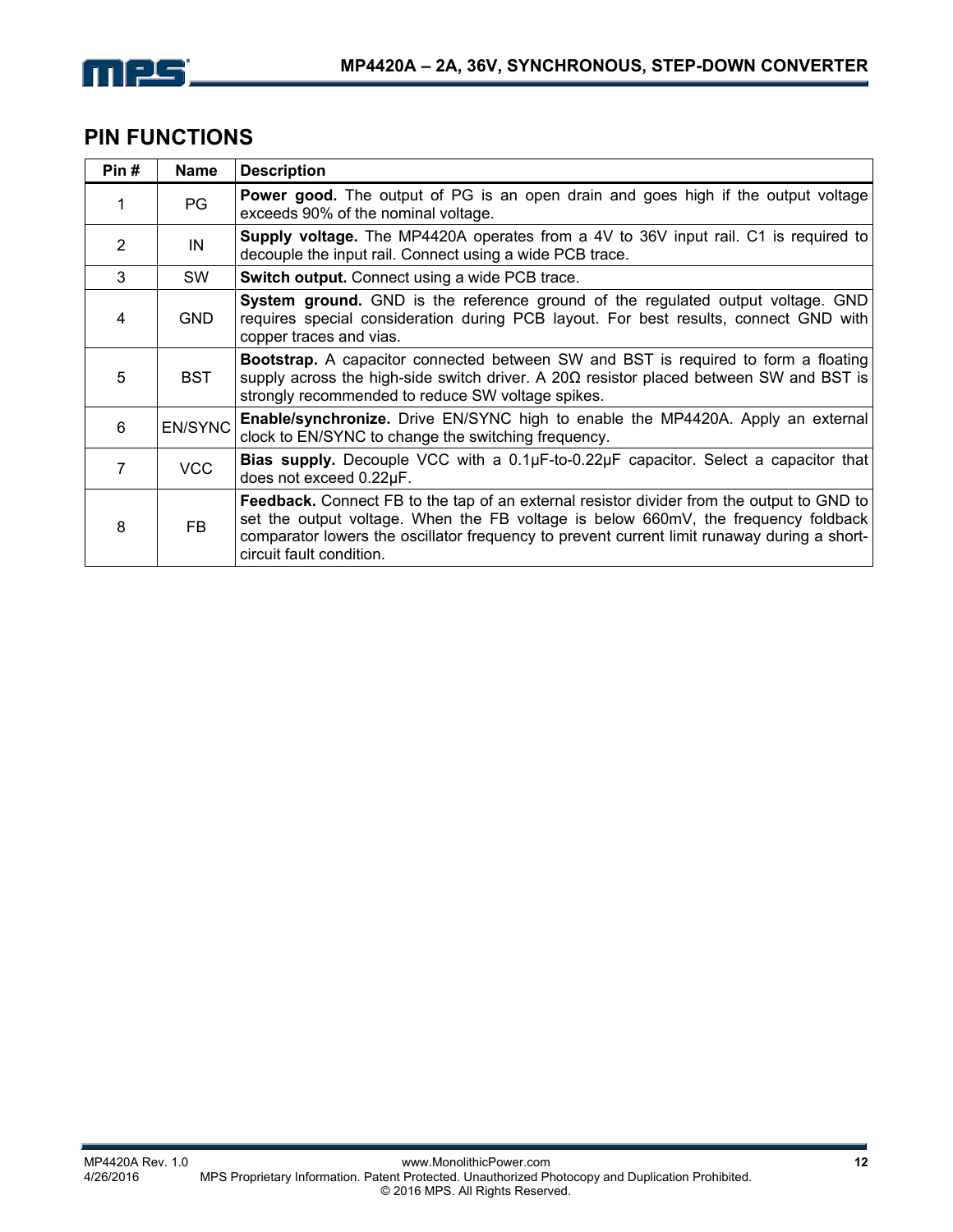## PIN FUNCTIONS

| Pin # | Name | Description |
|---|---|---|
| 1 | PG | **Power good.** The output of PG is an open drain and goes high if the output voltage exceeds 90% of the nominal voltage. |
| 2 | IN | **Supply voltage.** The MP4420A operates from a 4V to 36V input rail. C1 is required to decouple the input rail. Connect using a wide PCB trace. |
| 3 | SW | **Switch output.** Connect using a wide PCB trace. |
| 4 | GND | **System ground.** GND is the reference ground of the regulated output voltage. GND requires special consideration during PCB layout. For best results, connect GND with copper traces and vias. |
| 5 | BST | **Bootstrap.** A capacitor connected between SW and BST is required to form a floating supply across the high-side switch driver. A 20Ω resistor placed between SW and BST is strongly recommended to reduce SW voltage spikes. |
| 6 | EN/SYNC | **Enable/synchronize.** Drive EN/SYNC high to enable the MP4420A. Apply an external clock to EN/SYNC to change the switching frequency. |
| 7 | VCC | **Bias supply.** Decouple VCC with a 0.1μF-to-0.22μF capacitor. Select a capacitor that does not exceed 0.22μF. |
| 8 | FB | **Feedback.** Connect FB to the tap of an external resistor divider from the output to GND to set the output voltage. When the FB voltage is below 660mV, the frequency foldback comparator lowers the oscillator frequency to prevent current limit runaway during a short-circuit fault condition. |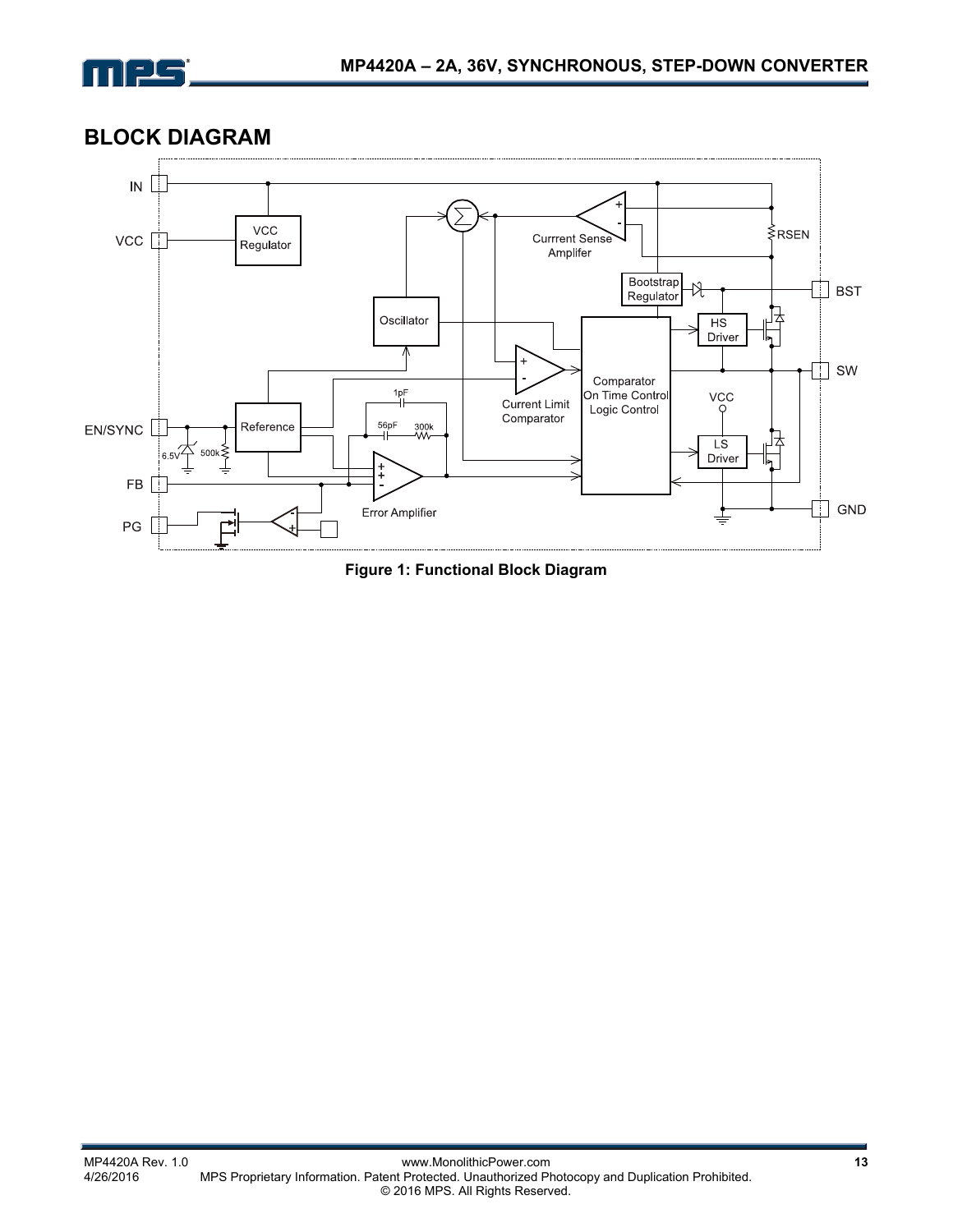## BLOCK DIAGRAM

Figure 1: Functional Block Diagram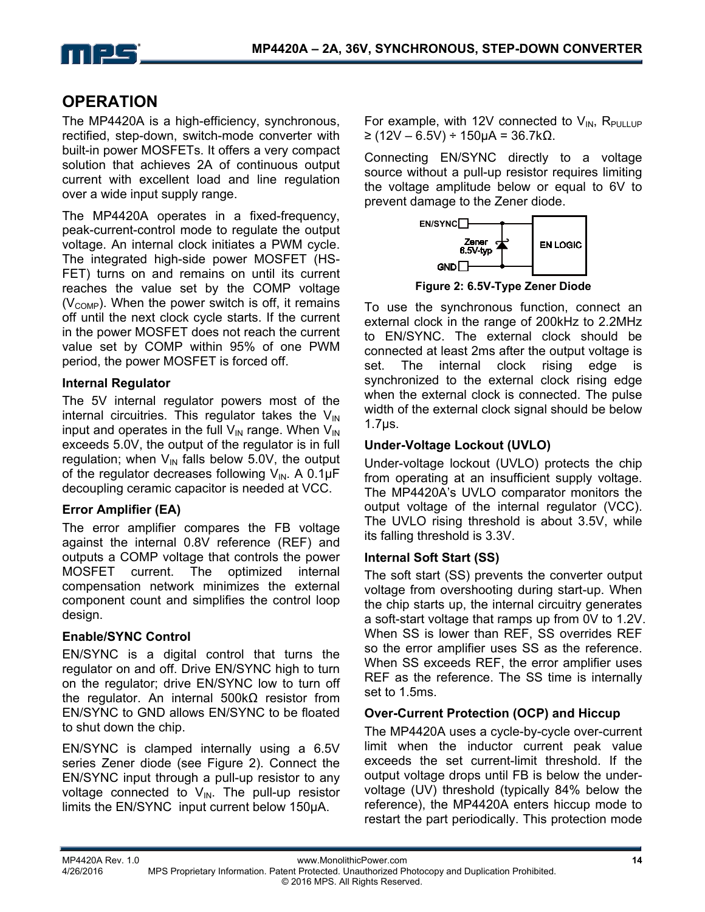## OPERATION

The MP4420A is a high-efficiency, synchronous, rectified, step-down, switch-mode converter with built-in power MOSFETs. It offers a very compact solution that achieves 2A of continuous output current with excellent load and line regulation over a wide input supply range.

The MP4420A operates in a fixed-frequency, peak-current-control mode to regulate the output voltage. An internal clock initiates a PWM cycle. The integrated high-side power MOSFET (HS-FET) turns on and remains on until its current reaches the value set by the COMP voltage ($V_{COMP}$). When the power switch is off, it remains off until the next clock cycle starts. If the current in the power MOSFET does not reach the current value set by COMP within 95% of one PWM period, the power MOSFET is forced off.

### Internal Regulator

The 5V internal regulator powers most of the internal circuitries. This regulator takes the $V_{IN}$ input and operates in the full $V_{IN}$ range. When $V_{IN}$ exceeds 5.0V, the output of the regulator is in full regulation; when $V_{IN}$ falls below 5.0V, the output of the regulator decreases following $V_{IN}$. A 0.1µF decoupling ceramic capacitor is needed at VCC.

### Error Amplifier (EA)

The error amplifier compares the FB voltage against the internal 0.8V reference (REF) and outputs a COMP voltage that controls the power MOSFET current. The optimized internal compensation network minimizes the external component count and simplifies the control loop design.

### Enable/SYNC Control

EN/SYNC is a digital control that turns the regulator on and off. Drive EN/SYNC high to turn on the regulator; drive EN/SYNC low to turn off the regulator. An internal 500kΩ resistor from EN/SYNC to GND allows EN/SYNC to be floated to shut down the chip.

EN/SYNC is clamped internally using a 6.5V series Zener diode (see Figure 2). Connect the EN/SYNC input through a pull-up resistor to any voltage connected to $V_{IN}$. The pull-up resistor limits the EN/SYNC input current below 150µA.

For example, with 12V connected to $V_{IN}$, $R_{PULLUP} \geq (12V – 6.5V) \div 150µA = 36.7kΩ$.

Connecting EN/SYNC directly to a voltage source without a pull-up resistor requires limiting the voltage amplitude below or equal to 6V to prevent damage to the Zener diode.

EN/SYNC
Zener 6.5V-typ
GND
EN LOGIC

**Figure 2: 6.5V-Type Zener Diode**

To use the synchronous function, connect an external clock in the range of 200kHz to 2.2MHz to EN/SYNC. The external clock should be connected at least 2ms after the output voltage is set. The internal clock rising edge is synchronized to the external clock rising edge when the external clock is connected. The pulse width of the external clock signal should be below 1.7µs.

### Under-Voltage Lockout (UVLO)

Under-voltage lockout (UVLO) protects the chip from operating at an insufficient supply voltage. The MP4420A's UVLO comparator monitors the output voltage of the internal regulator (VCC). The UVLO rising threshold is about 3.5V, while its falling threshold is 3.3V.

### Internal Soft Start (SS)

The soft start (SS) prevents the converter output voltage from overshooting during start-up. When the chip starts up, the internal circuitry generates a soft-start voltage that ramps up from 0V to 1.2V. When SS is lower than REF, SS overrides REF so the error amplifier uses SS as the reference. When SS exceeds REF, the error amplifier uses REF as the reference. The SS time is internally set to 1.5ms.

### Over-Current Protection (OCP) and Hiccup

The MP4420A uses a cycle-by-cycle over-current limit when the inductor current peak value exceeds the set current-limit threshold. If the output voltage drops until FB is below the under-voltage (UV) threshold (typically 84% below the reference), the MP4420A enters hiccup mode to restart the part periodically. This protection mode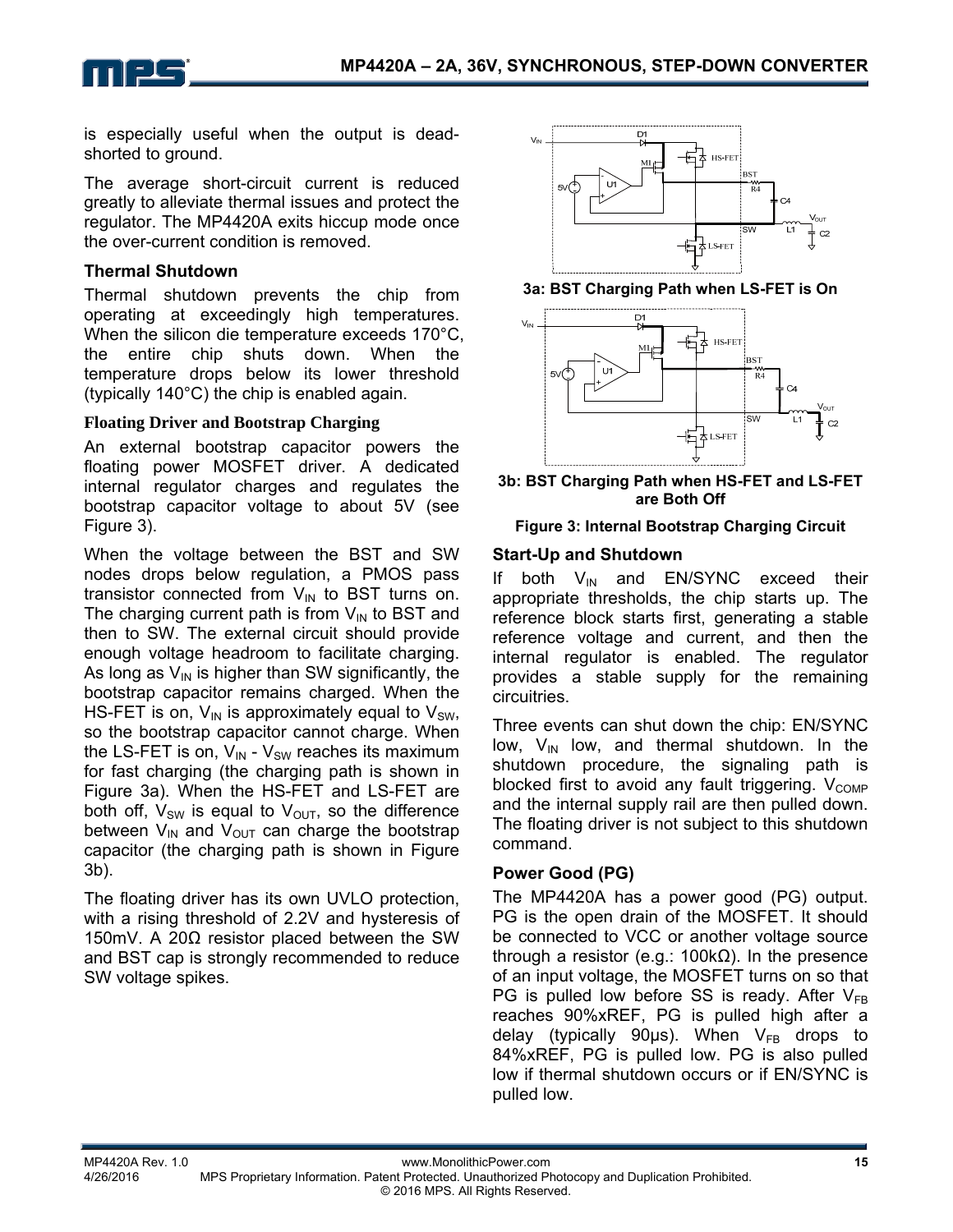is especially useful when the output is dead-shorted to ground.

The average short-circuit current is reduced greatly to alleviate thermal issues and protect the regulator. The MP4420A exits hiccup mode once the over-current condition is removed.

### Thermal Shutdown

Thermal shutdown prevents the chip from operating at exceedingly high temperatures. When the silicon die temperature exceeds 170°C, the entire chip shuts down. When the temperature drops below its lower threshold (typically 140°C) the chip is enabled again.

### Floating Driver and Bootstrap Charging

An external bootstrap capacitor powers the floating power MOSFET driver. A dedicated internal regulator charges and regulates the bootstrap capacitor voltage to about 5V (see Figure 3).

When the voltage between the BST and SW nodes drops below regulation, a PMOS pass transistor connected from $V_{IN}$ to BST turns on. The charging current path is from $V_{IN}$ to BST and then to SW. The external circuit should provide enough voltage headroom to facilitate charging. As long as $V_{IN}$ is higher than SW significantly, the bootstrap capacitor remains charged. When the HS-FET is on, $V_{IN}$ is approximately equal to $V_{SW}$, so the bootstrap capacitor cannot charge. When the LS-FET is on, $V_{IN}$ - $V_{SW}$ reaches its maximum for fast charging (the charging path is shown in Figure 3a). When the HS-FET and LS-FET are both off, $V_{SW}$ is equal to $V_{OUT}$, so the difference between $V_{IN}$ and $V_{OUT}$ can charge the bootstrap capacitor (the charging path is shown in Figure 3b).

The floating driver has its own UVLO protection, with a rising threshold of 2.2V and hysteresis of 150mV. A 20Ω resistor placed between the SW and BST cap is strongly recommended to reduce SW voltage spikes.

**3a: BST Charging Path when LS-FET is On**

**3b: BST Charging Path when HS-FET and LS-FET are Both Off**

**Figure 3: Internal Bootstrap Charging Circuit**

### Start-Up and Shutdown

If both $V_{IN}$ and EN/SYNC exceed their appropriate thresholds, the chip starts up. The reference block starts first, generating a stable reference voltage and current, and then the internal regulator is enabled. The regulator provides a stable supply for the remaining circuitries.

Three events can shut down the chip: EN/SYNC low, $V_{IN}$ low, and thermal shutdown. In the shutdown procedure, the signaling path is blocked first to avoid any fault triggering. $V_{COMP}$ and the internal supply rail are then pulled down. The floating driver is not subject to this shutdown command.

### Power Good (PG)

The MP4420A has a power good (PG) output. PG is the open drain of the MOSFET. It should be connected to VCC or another voltage source through a resistor (e.g.: 100kΩ). In the presence of an input voltage, the MOSFET turns on so that PG is pulled low before SS is ready. After $V_{FB}$ reaches 90%xREF, PG is pulled high after a delay (typically 90μs). When $V_{FB}$ drops to 84%xREF, PG is pulled low. PG is also pulled low if thermal shutdown occurs or if EN/SYNC is pulled low.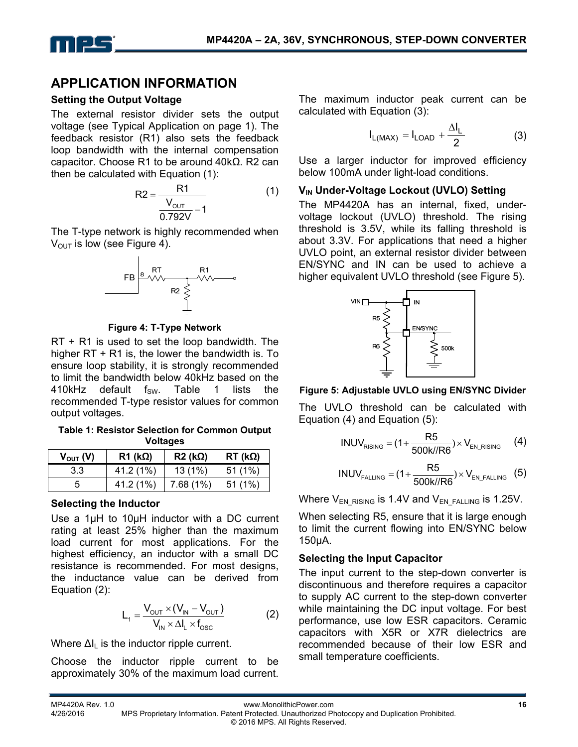## APPLICATION INFORMATION

### Setting the Output Voltage

The external resistor divider sets the output voltage (see Typical Application on page 1). The feedback resistor (R1) also sets the feedback loop bandwidth with the internal compensation capacitor. Choose R1 to be around 40kΩ. R2 can then be calculated with Equation (1):

$$R2 = \frac{R1}{\frac{V_{OUT}}{0.792V} - 1} \quad (1)$$

The T-type network is highly recommended when $V_{OUT}$ is low (see Figure 4).

**Figure 4: T-Type Network**

RT + R1 is used to set the loop bandwidth. The higher RT + R1 is, the lower the bandwidth is. To ensure loop stability, it is strongly recommended to limit the bandwidth below 40kHz based on the 410kHz default $f_{SW}$. Table 1 lists the recommended T-type resistor values for common output voltages.

**Table 1: Resistor Selection for Common Output Voltages**

| $V_{OUT}$ (V) | R1 (kΩ) | R2 (kΩ) | RT (kΩ) |
|---|---|---|---|
| 3.3 | 41.2 (1%) | 13 (1%) | 51 (1%) |
| 5 | 41.2 (1%) | 7.68 (1%) | 51 (1%) |

### Selecting the Inductor

Use a 1µH to 10µH inductor with a DC current rating at least 25% higher than the maximum load current for most applications. For the highest efficiency, an inductor with a small DC resistance is recommended. For most designs, the inductance value can be derived from Equation (2):

$$L_1 = \frac{V_{OUT} \times (V_{IN} - V_{OUT})}{V_{IN} \times \Delta I_L \times f_{OSC}} \quad (2)$$

Where $\Delta I_L$ is the inductor ripple current.

Choose the inductor ripple current to be approximately 30% of the maximum load current. The maximum inductor peak current can be calculated with Equation (3):

$$I_{L(MAX)} = I_{LOAD} + \frac{\Delta I_L}{2} \quad (3)$$

Use a larger inductor for improved efficiency below 100mA under light-load conditions.

### $V_{IN}$ Under-Voltage Lockout (UVLO) Setting

The MP4420A has an internal, fixed, under-voltage lockout (UVLO) threshold. The rising threshold is 3.5V, while its falling threshold is about 3.3V. For applications that need a higher UVLO point, an external resistor divider between EN/SYNC and IN can be used to achieve a higher equivalent UVLO threshold (see Figure 5).

**Figure 5: Adjustable UVLO using EN/SYNC Divider**

The UVLO threshold can be calculated with Equation (4) and Equation (5):

$$INUV_{RISING} = (1 + \frac{R5}{500k//R6}) \times V_{EN\_RISING} \quad (4)$$

$$INUV_{FALLING} = (1 + \frac{R5}{500k//R6}) \times V_{EN\_FALLING} \quad (5)$$

Where $V_{EN\_RISING}$ is 1.4V and $V_{EN\_FALLING}$ is 1.25V.

When selecting R5, ensure that it is large enough to limit the current flowing into EN/SYNC below 150µA.

### Selecting the Input Capacitor

The input current to the step-down converter is discontinuous and therefore requires a capacitor to supply AC current to the step-down converter while maintaining the DC input voltage. For best performance, use low ESR capacitors. Ceramic capacitors with X5R or X7R dielectrics are recommended because of their low ESR and small temperature coefficients.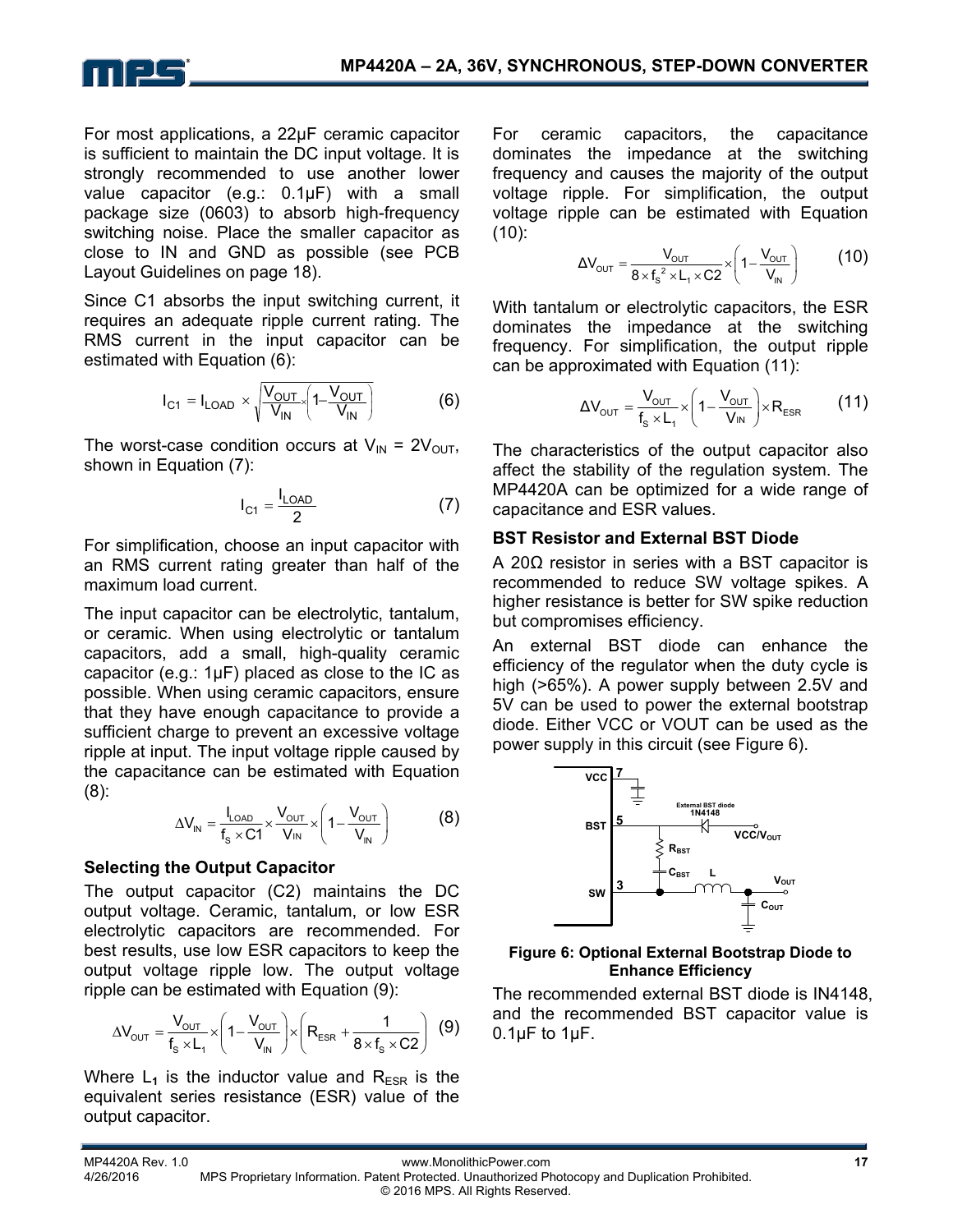For most applications, a 22µF ceramic capacitor is sufficient to maintain the DC input voltage. It is strongly recommended to use another lower value capacitor (e.g.: 0.1µF) with a small package size (0603) to absorb high-frequency switching noise. Place the smaller capacitor as close to IN and GND as possible (see PCB Layout Guidelines on page 18).

Since C1 absorbs the input switching current, it requires an adequate ripple current rating. The RMS current in the input capacitor can be estimated with Equation (6):

$$I_{C1} = I_{LOAD} \times \sqrt{\frac{V_{OUT}}{V_{IN}} \times \left(1 - \frac{V_{OUT}}{V_{IN}}\right)} \tag{6}$$

The worst-case condition occurs at $V_{IN} = 2V_{OUT}$, shown in Equation (7):

$$I_{C1} = \frac{I_{LOAD}}{2} \tag{7}$$

For simplification, choose an input capacitor with an RMS current rating greater than half of the maximum load current.

The input capacitor can be electrolytic, tantalum, or ceramic. When using electrolytic or tantalum capacitors, add a small, high-quality ceramic capacitor (e.g.: 1µF) placed as close to the IC as possible. When using ceramic capacitors, ensure that they have enough capacitance to provide a sufficient charge to prevent an excessive voltage ripple at input. The input voltage ripple caused by the capacitance can be estimated with Equation (8):

$$\Delta V_{IN} = \frac{I_{LOAD}}{f_S \times C1} \times \frac{V_{OUT}}{V_{IN}} \times \left(1 - \frac{V_{OUT}}{V_{IN}}\right) \tag{8}$$

### Selecting the Output Capacitor

The output capacitor (C2) maintains the DC output voltage. Ceramic, tantalum, or low ESR electrolytic capacitors are recommended. For best results, use low ESR capacitors to keep the output voltage ripple low. The output voltage ripple can be estimated with Equation (9):

$$\Delta V_{OUT} = \frac{V_{OUT}}{f_S \times L_1} \times \left(1 - \frac{V_{OUT}}{V_{IN}}\right) \times \left(R_{ESR} + \frac{1}{8 \times f_S \times C2}\right) \tag{9}$$

Where $L_1$ is the inductor value and $R_{ESR}$ is the equivalent series resistance (ESR) value of the output capacitor.

For ceramic capacitors, the capacitance dominates the impedance at the switching frequency and causes the majority of the output voltage ripple. For simplification, the output voltage ripple can be estimated with Equation (10):

$$\Delta V_{OUT} = \frac{V_{OUT}}{8 \times f_S^2 \times L_1 \times C2} \times \left(1 - \frac{V_{OUT}}{V_{IN}}\right) \tag{10}$$

With tantalum or electrolytic capacitors, the ESR dominates the impedance at the switching frequency. For simplification, the output ripple can be approximated with Equation (11):

$$\Delta V_{OUT} = \frac{V_{OUT}}{f_S \times L_1} \times \left(1 - \frac{V_{OUT}}{V_{IN}}\right) \times R_{ESR} \tag{11}$$

The characteristics of the output capacitor also affect the stability of the regulation system. The MP4420A can be optimized for a wide range of capacitance and ESR values.

### BST Resistor and External BST Diode

A 20Ω resistor in series with a BST capacitor is recommended to reduce SW voltage spikes. A higher resistance is better for SW spike reduction but compromises efficiency.

An external BST diode can enhance the efficiency of the regulator when the duty cycle is high (>65%). A power supply between 2.5V and 5V can be used to power the external bootstrap diode. Either VCC or VOUT can be used as the power supply in this circuit (see Figure 6).

**Figure 6: Optional External Bootstrap Diode to Enhance Efficiency**

The recommended external BST diode is IN4148, and the recommended BST capacitor value is 0.1µF to 1µF.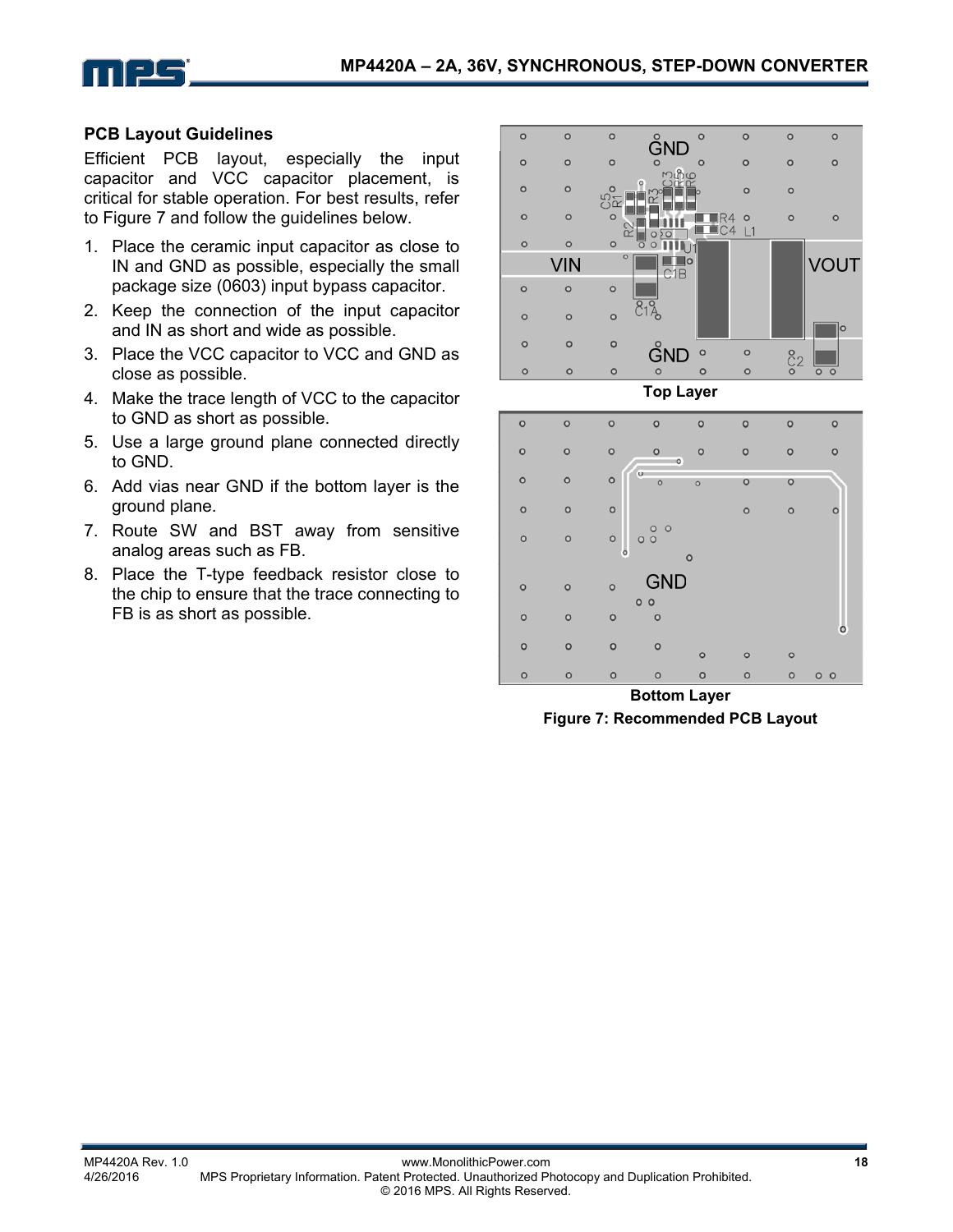## PCB Layout Guidelines

Efficient PCB layout, especially the input capacitor and VCC capacitor placement, is critical for stable operation. For best results, refer to Figure 7 and follow the guidelines below.

1. Place the ceramic input capacitor as close to IN and GND as possible, especially the small package size (0603) input bypass capacitor.
2. Keep the connection of the input capacitor and IN as short and wide as possible.
3. Place the VCC capacitor to VCC and GND as close as possible.
4. Make the trace length of VCC to the capacitor to GND as short as possible.
5. Use a large ground plane connected directly to GND.
6. Add vias near GND if the bottom layer is the ground plane.
7. Route SW and BST away from sensitive analog areas such as FB.
8. Place the T-type feedback resistor close to the chip to ensure that the trace connecting to FB is as short as possible.

Top Layer

Bottom Layer

**Figure 7: Recommended PCB Layout**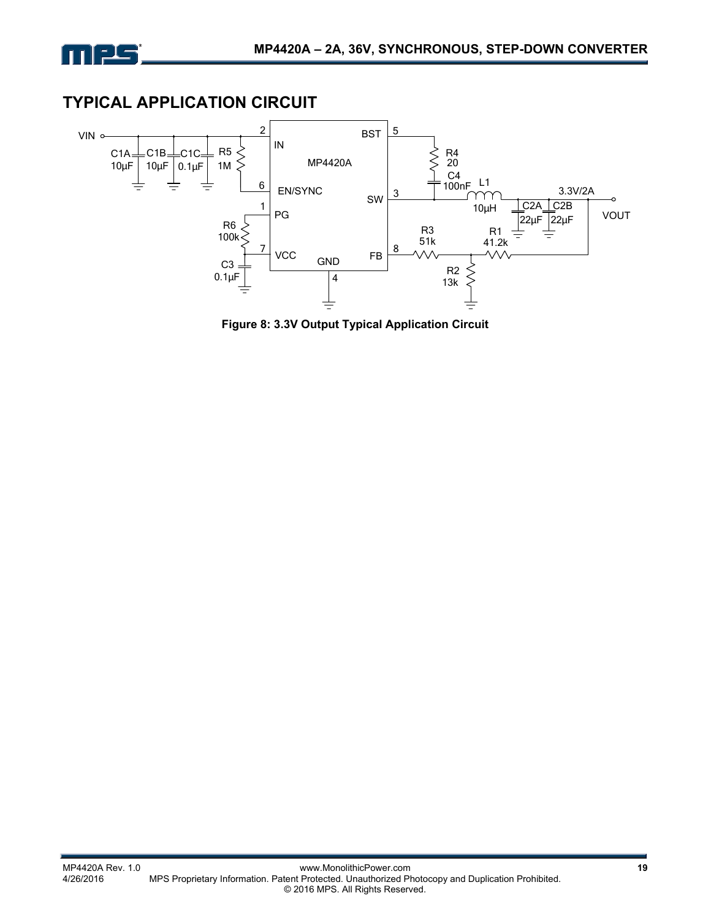## TYPICAL APPLICATION CIRCUIT

Figure 8: 3.3V Output Typical Application Circuit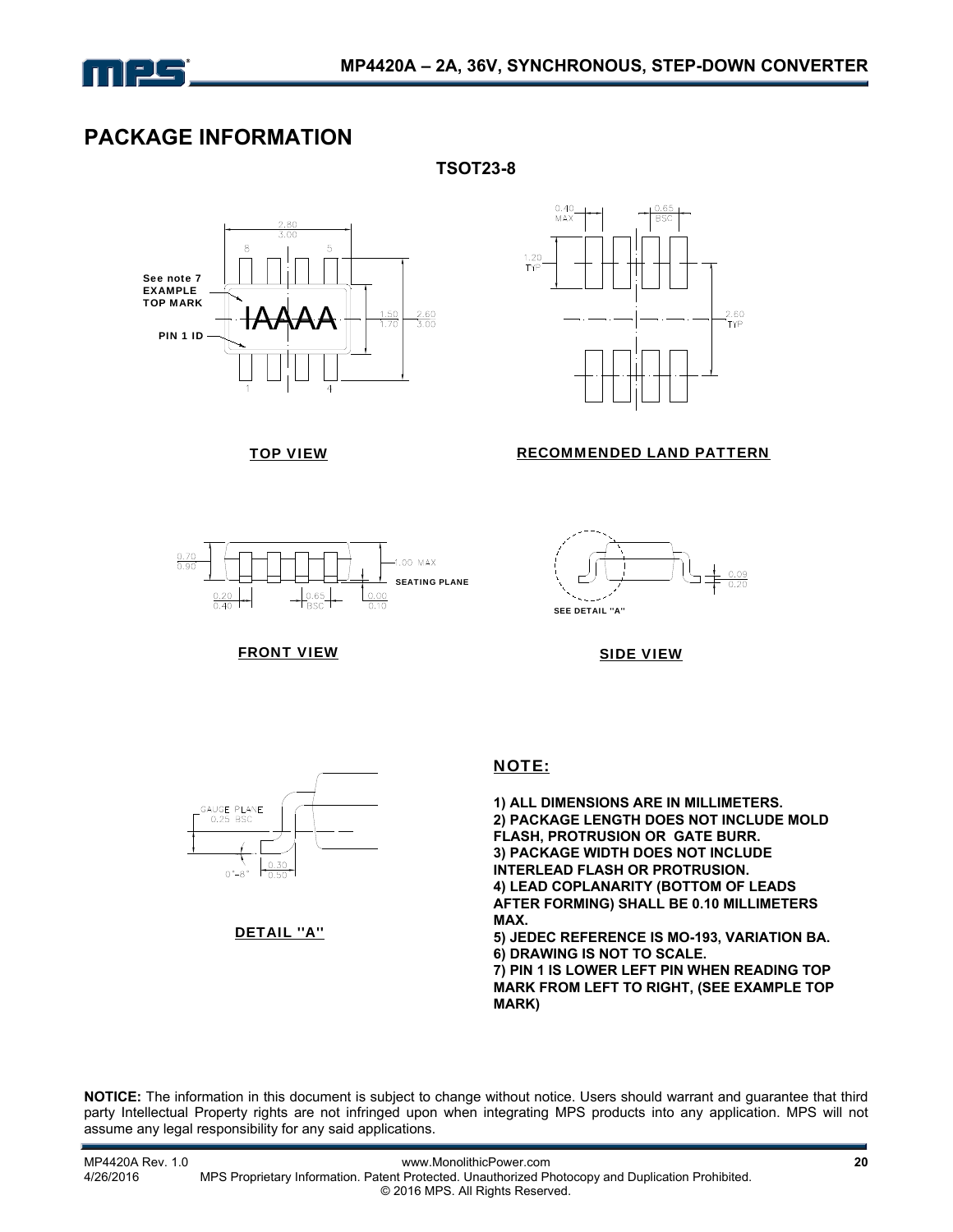# PACKAGE INFORMATION

**TSOT23-8**

2.80
3.00

8 5

See note 7
EXAMPLE
TOP MARK

IAAAA

1.50
1.70

2.60
3.00

PIN 1 ID

1 4

**TOP VIEW**

0.40
MAX

0.65
BSC

1.20
TYP

2.60
TYP

**RECOMMENDED LAND PATTERN**

0.70
0.90

1.00 MAX

SEATING PLANE

0.20
0.40

0.65
BSC

0.00
0.10

**FRONT VIEW**

0.09
0.20

SEE DETAIL "A"

**SIDE VIEW**

GAUGE PLANE
0.25 BSC

0°-8°

0.30
0.50

**DETAIL "A"**

**NOTE:**

**1) ALL DIMENSIONS ARE IN MILLIMETERS.**
**2) PACKAGE LENGTH DOES NOT INCLUDE MOLD FLASH, PROTRUSION OR GATE BURR.**
**3) PACKAGE WIDTH DOES NOT INCLUDE INTERLEAD FLASH OR PROTRUSION.**
**4) LEAD COPLANARITY (BOTTOM OF LEADS AFTER FORMING) SHALL BE 0.10 MILLIMETERS MAX.**
**5) JEDEC REFERENCE IS MO-193, VARIATION BA.**
**6) DRAWING IS NOT TO SCALE.**
**7) PIN 1 IS LOWER LEFT PIN WHEN READING TOP MARK FROM LEFT TO RIGHT, (SEE EXAMPLE TOP MARK)**

**NOTICE:** The information in this document is subject to change without notice. Users should warrant and guarantee that third party Intellectual Property rights are not infringed upon when integrating MPS products into any application. MPS will not assume any legal responsibility for any said applications.